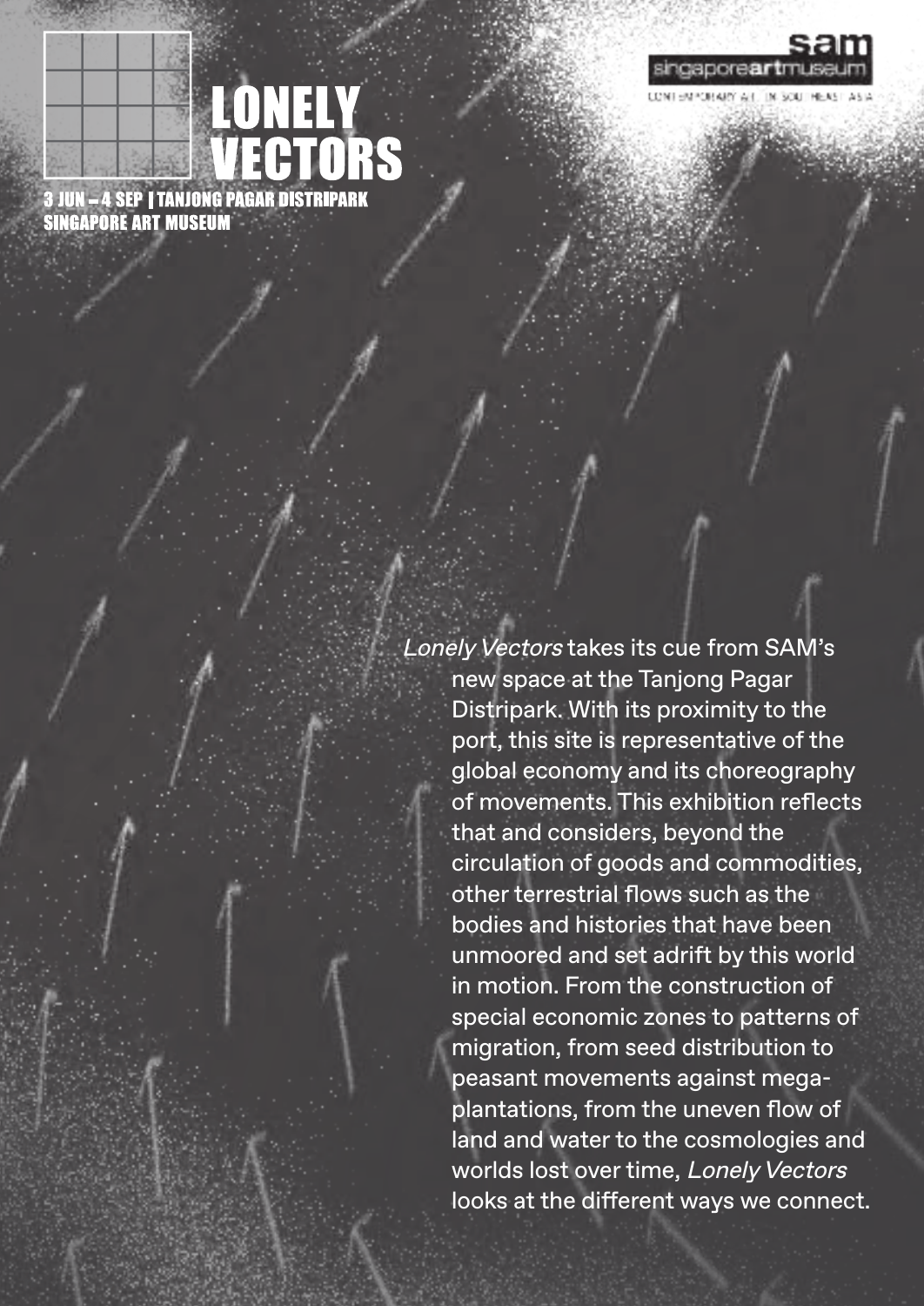# LONELY VECTORS

3 JUN – 4 SEP | TANJONG PAGAR DISTRIPARK
SINGAPORE ART MUSEUM

sam singaporeartmuseum
CONTEMPORARY ART IN SOUTHEAST ASIA

*Lonely Vectors* takes its cue from SAM's new space at the Tanjong Pagar Distripark. With its proximity to the port, this site is representative of the global economy and its choreography of movements. This exhibition reflects that and considers, beyond the circulation of goods and commodities, other terrestrial flows such as the bodies and histories that have been unmoored and set adrift by this world in motion. From the construction of special economic zones to patterns of migration, from seed distribution to peasant movements against mega-plantations, from the uneven flow of land and water to the cosmologies and worlds lost over time, *Lonely Vectors* looks at the different ways we connect.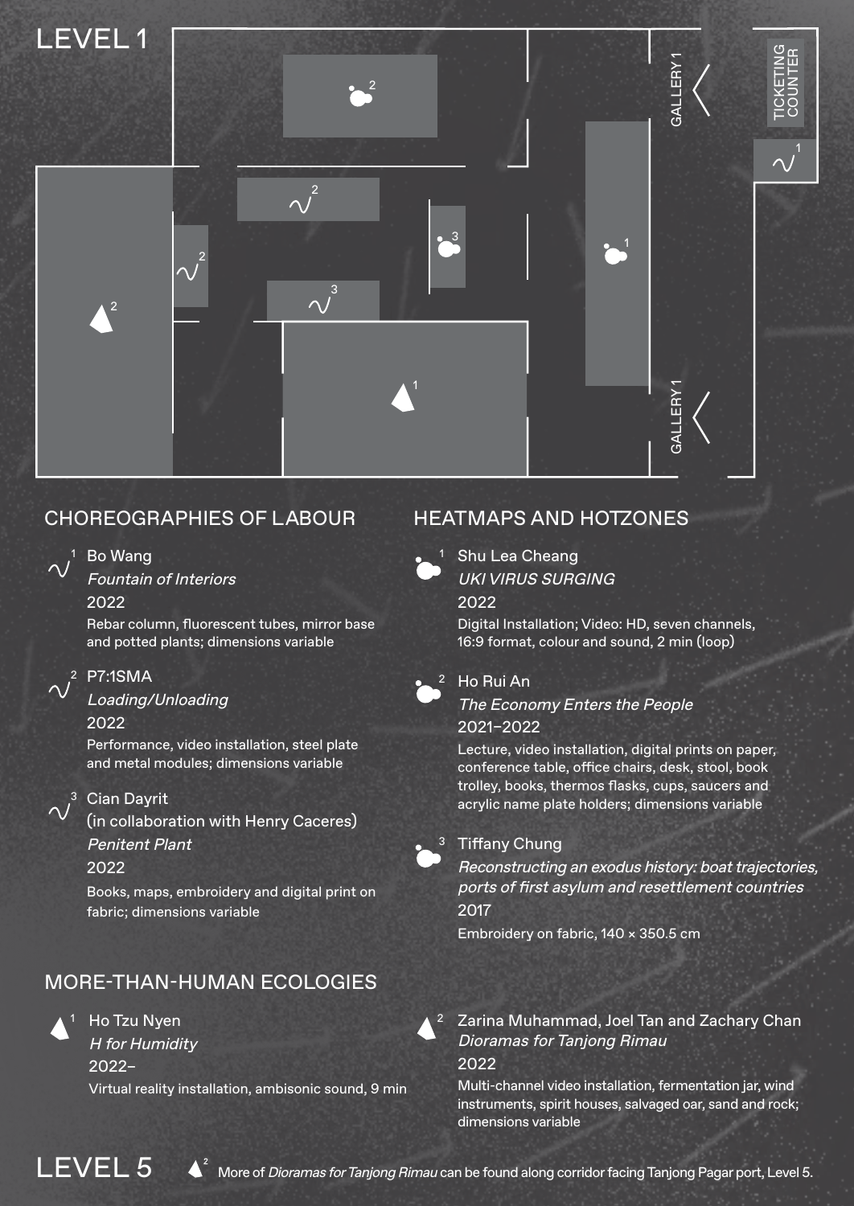# LEVEL 1

GALLERY 1

TICKETING COUNTER

GALLERY 1

## CHOREOGRAPHIES OF LABOUR

1. Bo Wang
   *Fountain of Interiors*
   2022
   Rebar column, fluorescent tubes, mirror base and potted plants; dimensions variable

2. P7:1SMA
   *Loading/Unloading*
   2022
   Performance, video installation, steel plate and metal modules; dimensions variable

3. Cian Dayrit
   (in collaboration with Henry Caceres)
   *Penitent Plant*
   2022
   Books, maps, embroidery and digital print on fabric; dimensions variable

## HEATMAPS AND HOTZONES

1. Shu Lea Cheang
   *UKI VIRUS SURGING*
   2022
   Digital Installation; Video: HD, seven channels, 16:9 format, colour and sound, 2 min (loop)

2. Ho Rui An
   *The Economy Enters the People*
   2021–2022
   Lecture, video installation, digital prints on paper, conference table, office chairs, desk, stool, book trolley, books, thermos flasks, cups, saucers and acrylic name plate holders; dimensions variable

3. Tiffany Chung
   *Reconstructing an exodus history: boat trajectories, ports of first asylum and resettlement countries*
   2017
   Embroidery on fabric, 140 × 350.5 cm

## MORE-THAN-HUMAN ECOLOGIES

1. Ho Tzu Nyen
   *H for Humidity*
   2022–
   Virtual reality installation, ambisonic sound, 9 min

2. Zarina Muhammad, Joel Tan and Zachary Chan
   *Dioramas for Tanjong Rimau*
   2022
   Multi-channel video installation, fermentation jar, wind instruments, spirit houses, salvaged oar, sand and rock; dimensions variable

# LEVEL 5

2 More of *Dioramas for Tanjong Rimau* can be found along corridor facing Tanjong Pagar port, Level 5.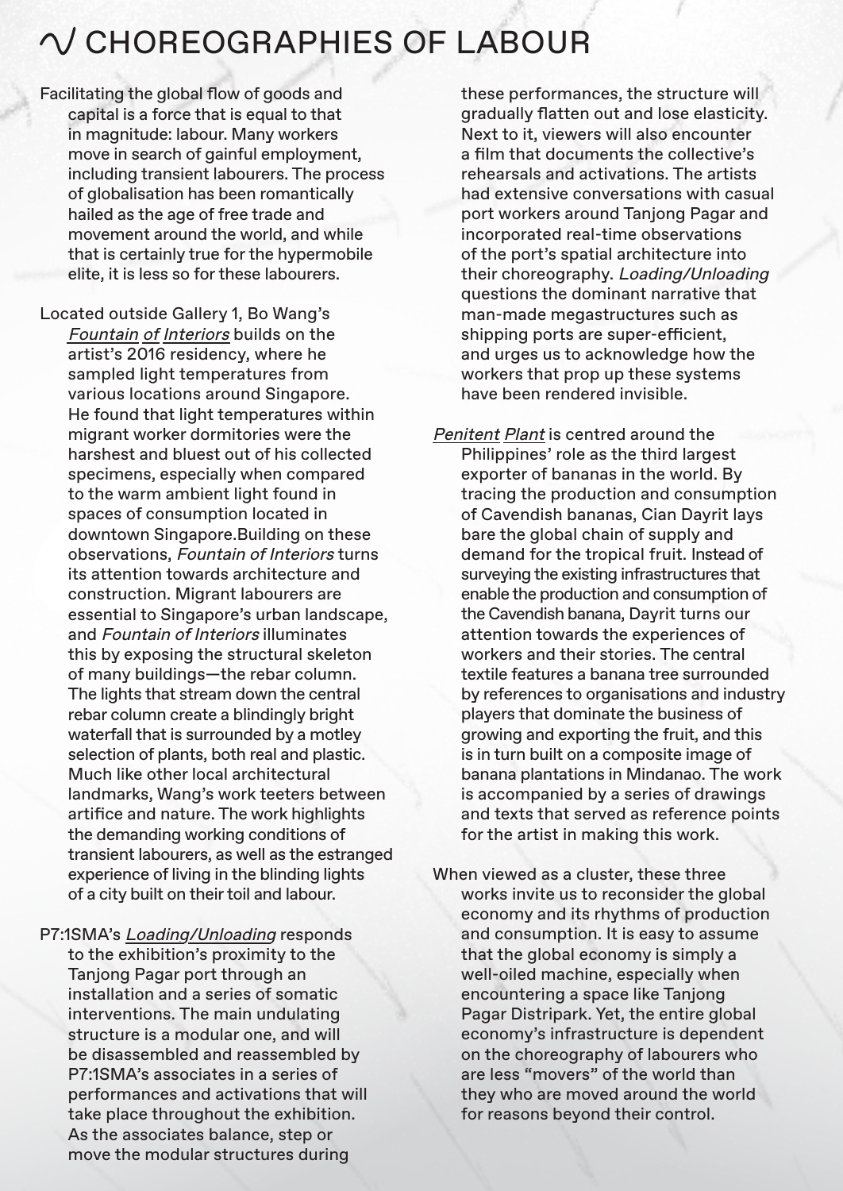# ∿ CHOREOGRAPHIES OF LABOUR

Facilitating the global flow of goods and capital is a force that is equal to that in magnitude: labour. Many workers move in search of gainful employment, including transient labourers. The process of globalisation has been romantically hailed as the age of free trade and movement around the world, and while that is certainly true for the hypermobile elite, it is less so for these labourers.

Located outside Gallery 1, Bo Wang's *Fountain of Interiors* builds on the artist's 2016 residency, where he sampled light temperatures from various locations around Singapore. He found that light temperatures within migrant worker dormitories were the harshest and bluest out of his collected specimens, especially when compared to the warm ambient light found in spaces of consumption located in downtown Singapore.Building on these observations, *Fountain of Interiors* turns its attention towards architecture and construction. Migrant labourers are essential to Singapore's urban landscape, and *Fountain of Interiors* illuminates this by exposing the structural skeleton of many buildings—the rebar column. The lights that stream down the central rebar column create a blindingly bright waterfall that is surrounded by a motley selection of plants, both real and plastic. Much like other local architectural landmarks, Wang's work teeters between artifice and nature. The work highlights the demanding working conditions of transient labourers, as well as the estranged experience of living in the blinding lights of a city built on their toil and labour.

P7:1SMA's *Loading/Unloading* responds to the exhibition's proximity to the Tanjong Pagar port through an installation and a series of somatic interventions. The main undulating structure is a modular one, and will be disassembled and reassembled by P7:1SMA's associates in a series of performances and activations that will take place throughout the exhibition. As the associates balance, step or move the modular structures during these performances, the structure will gradually flatten out and lose elasticity. Next to it, viewers will also encounter a film that documents the collective's rehearsals and activations. The artists had extensive conversations with casual port workers around Tanjong Pagar and incorporated real-time observations of the port's spatial architecture into their choreography. *Loading/Unloading* questions the dominant narrative that man-made megastructures such as shipping ports are super-efficient, and urges us to acknowledge how the workers that prop up these systems have been rendered invisible.

*Penitent Plant* is centred around the Philippines' role as the third largest exporter of bananas in the world. By tracing the production and consumption of Cavendish bananas, Cian Dayrit lays bare the global chain of supply and demand for the tropical fruit. Instead of surveying the existing infrastructures that enable the production and consumption of the Cavendish banana, Dayrit turns our attention towards the experiences of workers and their stories. The central textile features a banana tree surrounded by references to organisations and industry players that dominate the business of growing and exporting the fruit, and this is in turn built on a composite image of banana plantations in Mindanao. The work is accompanied by a series of drawings and texts that served as reference points for the artist in making this work.

When viewed as a cluster, these three works invite us to reconsider the global economy and its rhythms of production and consumption. It is easy to assume that the global economy is simply a well-oiled machine, especially when encountering a space like Tanjong Pagar Distripark. Yet, the entire global economy's infrastructure is dependent on the choreography of labourers who are less "movers" of the world than they who are moved around the world for reasons beyond their control.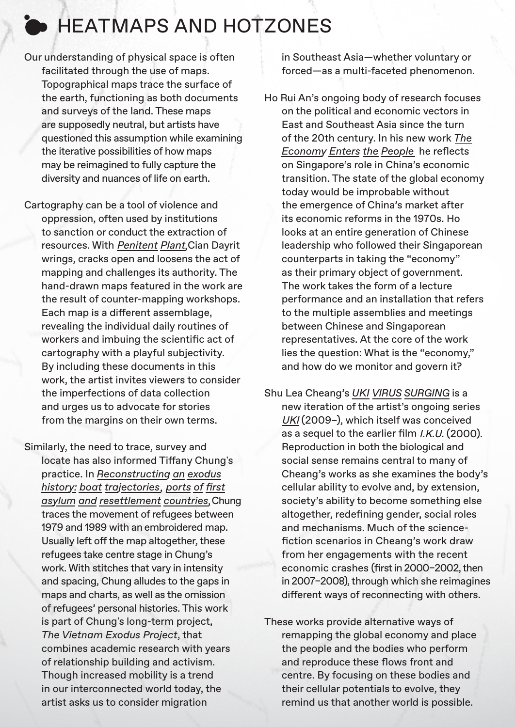# HEATMAPS AND HOTZONES

Our understanding of physical space is often facilitated through the use of maps. Topographical maps trace the surface of the earth, functioning as both documents and surveys of the land. These maps are supposedly neutral, but artists have questioned this assumption while examining the iterative possibilities of how maps may be reimagined to fully capture the diversity and nuances of life on earth.

Cartography can be a tool of violence and oppression, often used by institutions to sanction or conduct the extraction of resources. With *Penitent Plant*, Cian Dayrit wrings, cracks open and loosens the act of mapping and challenges its authority. The hand-drawn maps featured in the work are the result of counter-mapping workshops. Each map is a different assemblage, revealing the individual daily routines of workers and imbuing the scientific act of cartography with a playful subjectivity. By including these documents in this work, the artist invites viewers to consider the imperfections of data collection and urges us to advocate for stories from the margins on their own terms.

Similarly, the need to trace, survey and locate has also informed Tiffany Chung's practice. In *Reconstructing an exodus history: boat trajectories, ports of first asylum and resettlement countries*, Chung traces the movement of refugees between 1979 and 1989 with an embroidered map. Usually left off the map altogether, these refugees take centre stage in Chung's work. With stitches that vary in intensity and spacing, Chung alludes to the gaps in maps and charts, as well as the omission of refugees' personal histories. This work is part of Chung's long-term project, *The Vietnam Exodus Project*, that combines academic research with years of relationship building and activism. Though increased mobility is a trend in our interconnected world today, the artist asks us to consider migration in Southeast Asia—whether voluntary or forced—as a multi-faceted phenomenon.

Ho Rui An's ongoing body of research focuses on the political and economic vectors in East and Southeast Asia since the turn of the 20th century. In his new work *The Economy Enters the People* he reflects on Singapore's role in China's economic transition. The state of the global economy today would be improbable without the emergence of China's market after its economic reforms in the 1970s. Ho looks at an entire generation of Chinese leadership who followed their Singaporean counterparts in taking the "economy" as their primary object of government. The work takes the form of a lecture performance and an installation that refers to the multiple assemblies and meetings between Chinese and Singaporean representatives. At the core of the work lies the question: What is the "economy," and how do we monitor and govern it?

Shu Lea Cheang's *UKI VIRUS SURGING* is a new iteration of the artist's ongoing series *UKI* (2009–), which itself was conceived as a sequel to the earlier film *I.K.U.* (2000). Reproduction in both the biological and social sense remains central to many of Cheang's works as she examines the body's cellular ability to evolve and, by extension, society's ability to become something else altogether, redefining gender, social roles and mechanisms. Much of the science-fiction scenarios in Cheang's work draw from her engagements with the recent economic crashes (first in 2000–2002, then in 2007–2008), through which she reimagines different ways of reconnecting with others.

These works provide alternative ways of remapping the global economy and place the people and the bodies who perform and reproduce these flows front and centre. By focusing on these bodies and their cellular potentials to evolve, they remind us that another world is possible.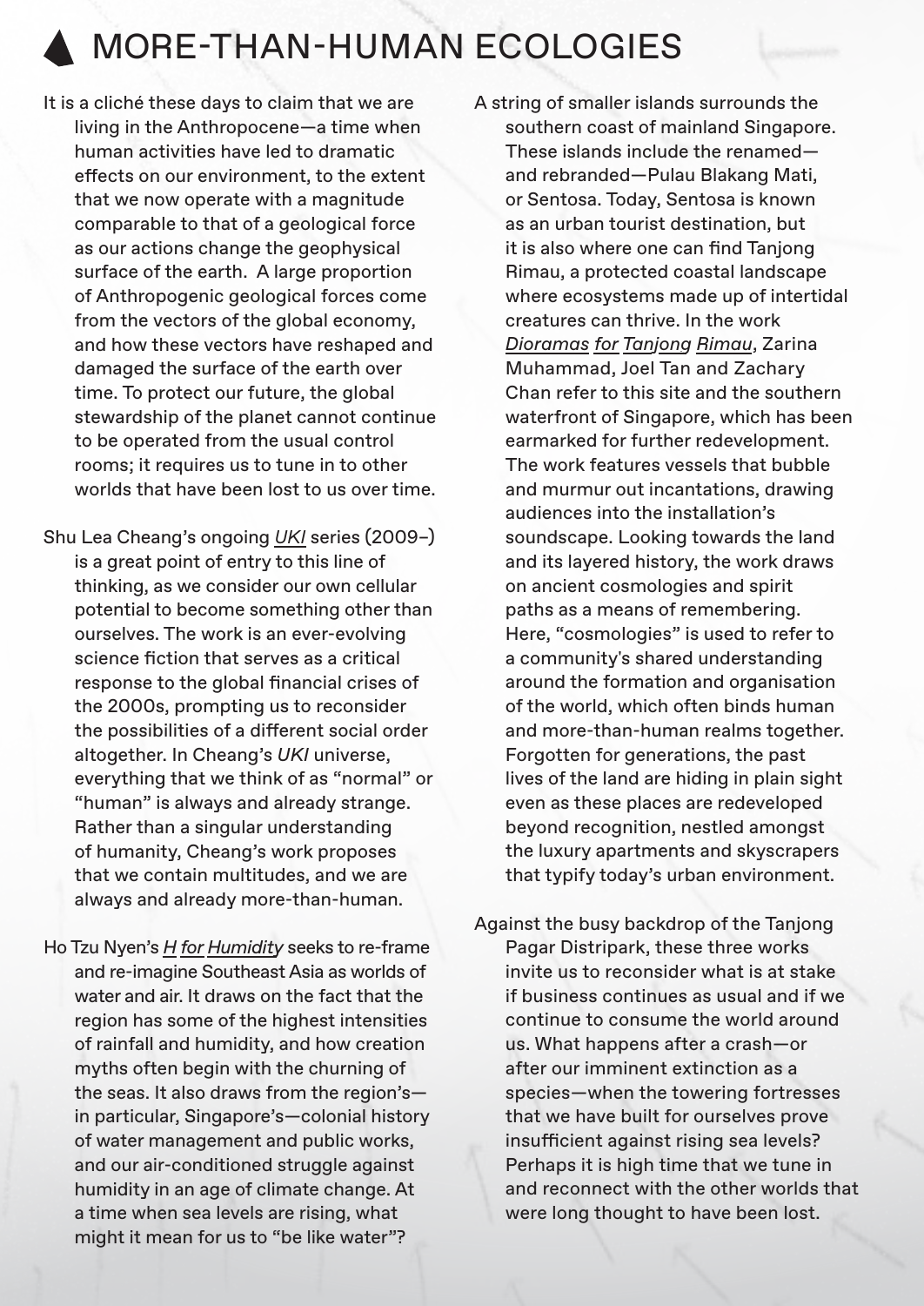# MORE-THAN-HUMAN ECOLOGIES

It is a cliché these days to claim that we are living in the Anthropocene—a time when human activities have led to dramatic effects on our environment, to the extent that we now operate with a magnitude comparable to that of a geological force as our actions change the geophysical surface of the earth. A large proportion of Anthropogenic geological forces come from the vectors of the global economy, and how these vectors have reshaped and damaged the surface of the earth over time. To protect our future, the global stewardship of the planet cannot continue to be operated from the usual control rooms; it requires us to tune in to other worlds that have been lost to us over time.

Shu Lea Cheang's ongoing *UKI* series (2009–) is a great point of entry to this line of thinking, as we consider our own cellular potential to become something other than ourselves. The work is an ever-evolving science fiction that serves as a critical response to the global financial crises of the 2000s, prompting us to reconsider the possibilities of a different social order altogether. In Cheang's *UKI* universe, everything that we think of as "normal" or "human" is always and already strange. Rather than a singular understanding of humanity, Cheang's work proposes that we contain multitudes, and we are always and already more-than-human.

Ho Tzu Nyen's *H for Humidity* seeks to re-frame and re-imagine Southeast Asia as worlds of water and air. It draws on the fact that the region has some of the highest intensities of rainfall and humidity, and how creation myths often begin with the churning of the seas. It also draws from the region's—in particular, Singapore's—colonial history of water management and public works, and our air-conditioned struggle against humidity in an age of climate change. At a time when sea levels are rising, what might it mean for us to "be like water"?

A string of smaller islands surrounds the southern coast of mainland Singapore. These islands include the renamed—and rebranded—Pulau Blakang Mati, or Sentosa. Today, Sentosa is known as an urban tourist destination, but it is also where one can find Tanjong Rimau, a protected coastal landscape where ecosystems made up of intertidal creatures can thrive. In the work *Dioramas for Tanjong Rimau*, Zarina Muhammad, Joel Tan and Zachary Chan refer to this site and the southern waterfront of Singapore, which has been earmarked for further redevelopment. The work features vessels that bubble and murmur out incantations, drawing audiences into the installation's soundscape. Looking towards the land and its layered history, the work draws on ancient cosmologies and spirit paths as a means of remembering. Here, "cosmologies" is used to refer to a community's shared understanding around the formation and organisation of the world, which often binds human and more-than-human realms together. Forgotten for generations, the past lives of the land are hiding in plain sight even as these places are redeveloped beyond recognition, nestled amongst the luxury apartments and skyscrapers that typify today's urban environment.

Against the busy backdrop of the Tanjong Pagar Distripark, these three works invite us to reconsider what is at stake if business continues as usual and if we continue to consume the world around us. What happens after a crash—or after our imminent extinction as a species—when the towering fortresses that we have built for ourselves prove insufficient against rising sea levels? Perhaps it is high time that we tune in and reconnect with the other worlds that were long thought to have been lost.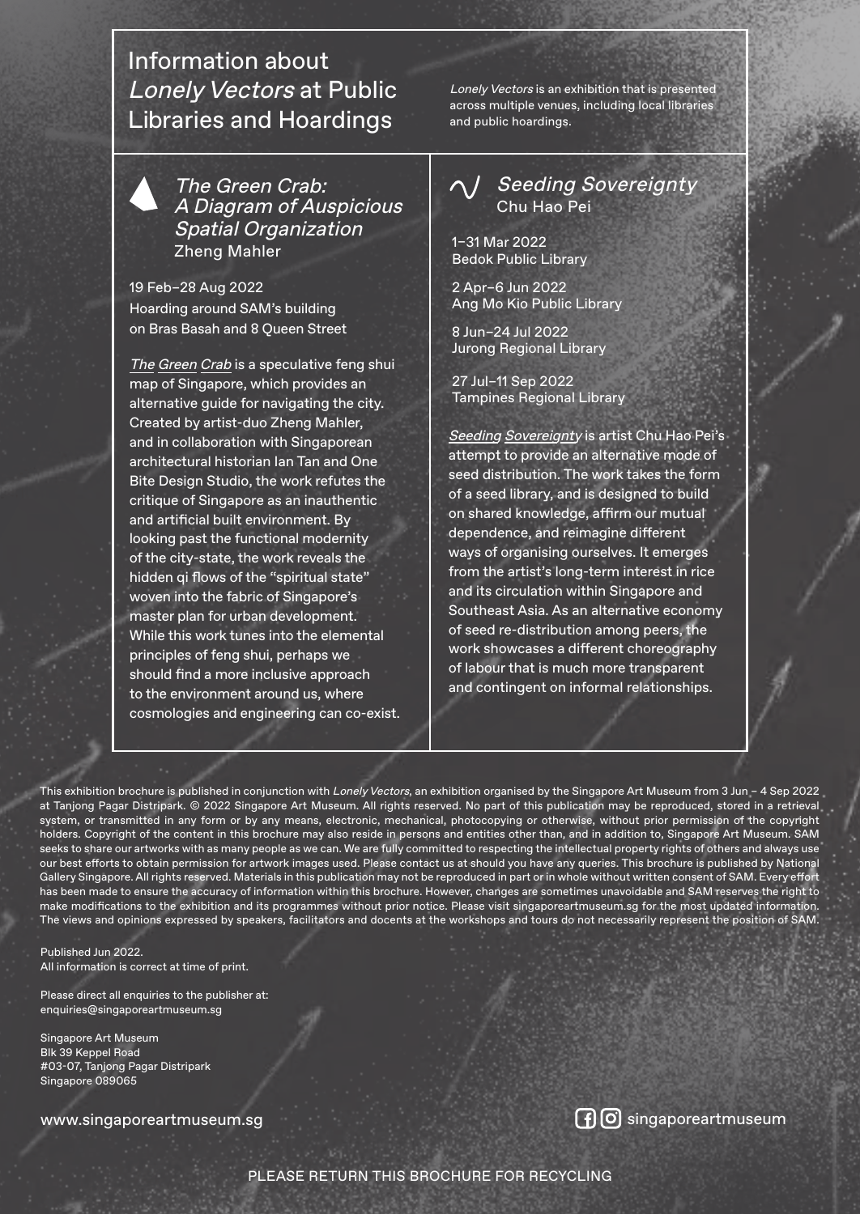# Information about *Lonely Vectors* at Public Libraries and Hoardings

*Lonely Vectors* is an exhibition that is presented across multiple venues, including local libraries and public hoardings.

## *The Green Crab: A Diagram of Auspicious Spatial Organization*

Zheng Mahler

19 Feb–28 Aug 2022
Hoarding around SAM's building on Bras Basah and 8 Queen Street

*The Green Crab* is a speculative feng shui map of Singapore, which provides an alternative guide for navigating the city. Created by artist-duo Zheng Mahler, and in collaboration with Singaporean architectural historian Ian Tan and One Bite Design Studio, the work refutes the critique of Singapore as an inauthentic and artificial built environment. By looking past the functional modernity of the city-state, the work reveals the hidden qi flows of the "spiritual state" woven into the fabric of Singapore's master plan for urban development. While this work tunes into the elemental principles of feng shui, perhaps we should find a more inclusive approach to the environment around us, where cosmologies and engineering can co-exist.

## *Seeding Sovereignty*

Chu Hao Pei

1–31 Mar 2022
Bedok Public Library

2 Apr–6 Jun 2022
Ang Mo Kio Public Library

8 Jun–24 Jul 2022
Jurong Regional Library

27 Jul–11 Sep 2022
Tampines Regional Library

*Seeding Sovereignty* is artist Chu Hao Pei's attempt to provide an alternative mode of seed distribution. The work takes the form of a seed library, and is designed to build on shared knowledge, affirm our mutual dependence, and reimagine different ways of organising ourselves. It emerges from the artist's long-term interest in rice and its circulation within Singapore and Southeast Asia. As an alternative economy of seed re-distribution among peers, the work showcases a different choreography of labour that is much more transparent and contingent on informal relationships.

This exhibition brochure is published in conjunction with *Lonely Vectors*, an exhibition organised by the Singapore Art Museum from 3 Jun – 4 Sep 2022 at Tanjong Pagar Distripark. © 2022 Singapore Art Museum. All rights reserved. No part of this publication may be reproduced, stored in a retrieval system, or transmitted in any form or by any means, electronic, mechanical, photocopying or otherwise, without prior permission of the copyright holders. Copyright of the content in this brochure may also reside in persons and entities other than, and in addition to, Singapore Art Museum. SAM seeks to share our artworks with as many people as we can. We are fully committed to respecting the intellectual property rights of others and always use our best efforts to obtain permission for artwork images used. Please contact us at should you have any queries. This brochure is published by National Gallery Singapore. All rights reserved. Materials in this publication may not be reproduced in part or in whole without written consent of SAM. Every effort has been made to ensure the accuracy of information within this brochure. However, changes are sometimes unavoidable and SAM reserves the right to make modifications to the exhibition and its programmes without prior notice. Please visit singaporeartmuseum.sg for the most updated information. The views and opinions expressed by speakers, facilitators and docents at the workshops and tours do not necessarily represent the position of SAM.

Published Jun 2022.
All information is correct at time of print.

Please direct all enquiries to the publisher at:
enquiries@singaporeartmuseum.sg

Singapore Art Museum
Blk 39 Keppel Road
#03-07, Tanjong Pagar Distripark
Singapore 089065

www.singaporeartmuseum.sg

singaporeartmuseum

PLEASE RETURN THIS BROCHURE FOR RECYCLING